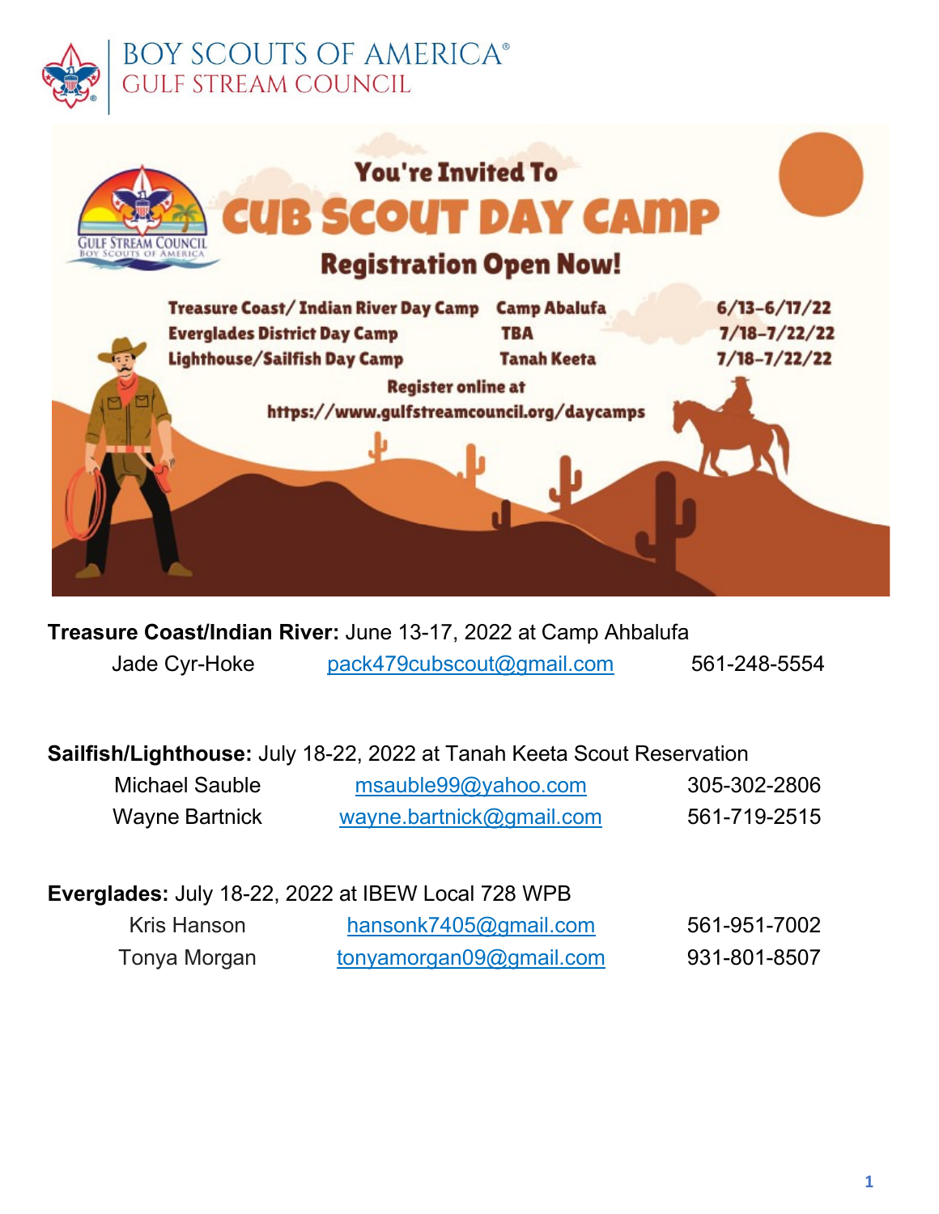# BOY SCOUTS OF AMERICA®
## GULF STREAM COUNCIL

You're Invited To

# CUB SCOUT DAY CAMP

**Registration Open Now!**

| | | |
|---|---|---|
| Treasure Coast/ Indian River Day Camp | Camp Abalufa | 6/13-6/17/22 |
| Everglades District Day Camp | TBA | 7/18-7/22/22 |
| Lighthouse/Sailfish Day Camp | Tanah Keeta | 7/18-7/22/22 |

Register online at
https://www.gulfstreamcouncil.org/daycamps

**Treasure Coast/Indian River:** June 13-17, 2022 at Camp Ahbalufa

| | | |
|---|---|---|
| Jade Cyr-Hoke | pack479cubscout@gmail.com | 561-248-5554 |

**Sailfish/Lighthouse:** July 18-22, 2022 at Tanah Keeta Scout Reservation

| | | |
|---|---|---|
| Michael Sauble | msauble99@yahoo.com | 305-302-2806 |
| Wayne Bartnick | wayne.bartnick@gmail.com | 561-719-2515 |

**Everglades:** July 18-22, 2022 at IBEW Local 728 WPB

| | | |
|---|---|---|
| Kris Hanson | hansonk7405@gmail.com | 561-951-7002 |
| Tonya Morgan | tonyamorgan09@gmail.com | 931-801-8507 |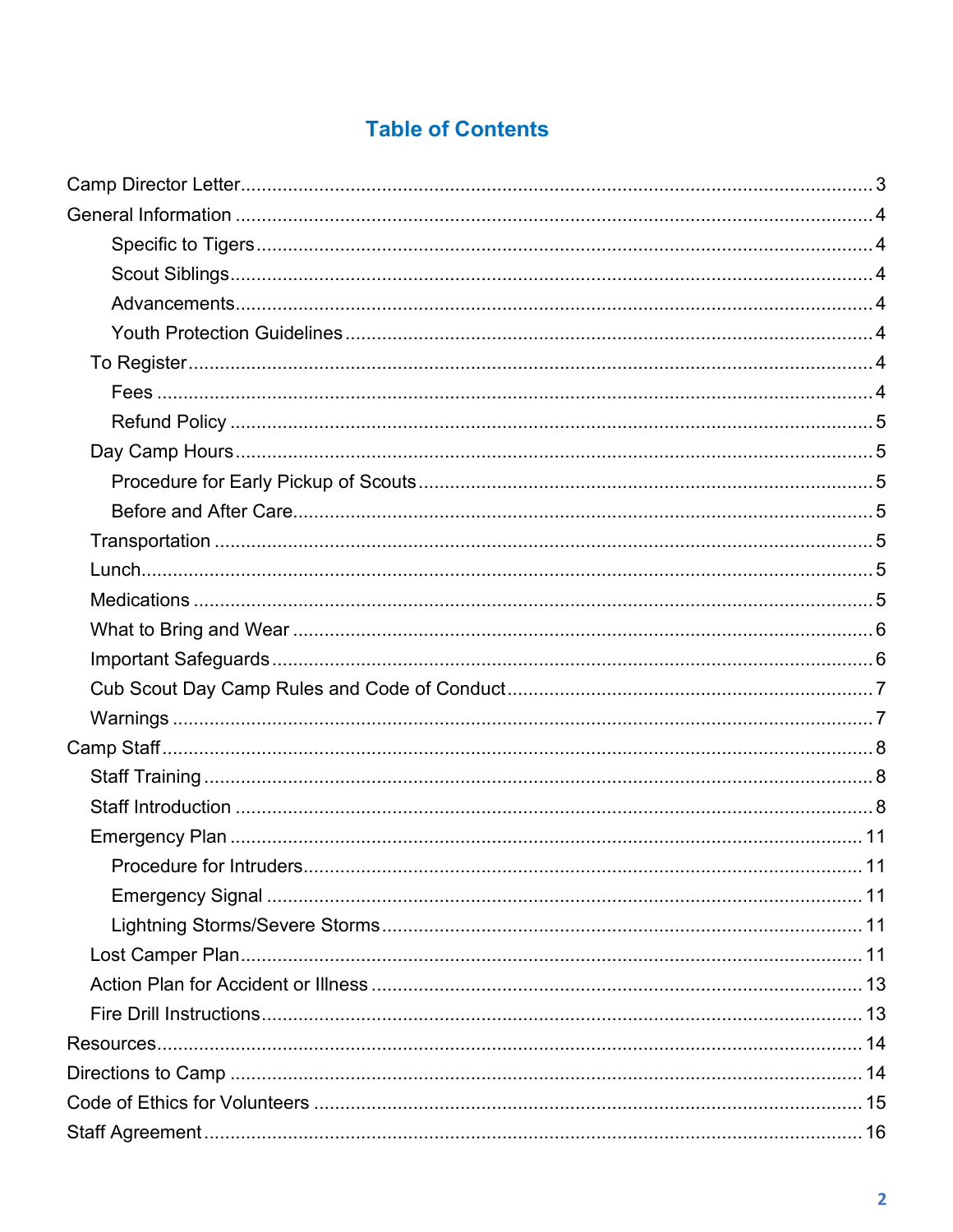## Table of Contents

- Camp Director Letter ........ 3
- General Information ........ 4
    - Specific to Tigers ........ 4
    - Scout Siblings ........ 4
    - Advancements ........ 4
    - Youth Protection Guidelines ........ 4
  - To Register ........ 4
    - Fees ........ 4
    - Refund Policy ........ 5
  - Day Camp Hours ........ 5
    - Procedure for Early Pickup of Scouts ........ 5
    - Before and After Care ........ 5
  - Transportation ........ 5
  - Lunch ........ 5
  - Medications ........ 5
  - What to Bring and Wear ........ 6
  - Important Safeguards ........ 6
  - Cub Scout Day Camp Rules and Code of Conduct ........ 7
  - Warnings ........ 7
- Camp Staff ........ 8
  - Staff Training ........ 8
  - Staff Introduction ........ 8
  - Emergency Plan ........ 11
    - Procedure for Intruders ........ 11
    - Emergency Signal ........ 11
    - Lightning Storms/Severe Storms ........ 11
  - Lost Camper Plan ........ 11
  - Action Plan for Accident or Illness ........ 13
  - Fire Drill Instructions ........ 13
- Resources ........ 14
- Directions to Camp ........ 14
- Code of Ethics for Volunteers ........ 15
- Staff Agreement ........ 16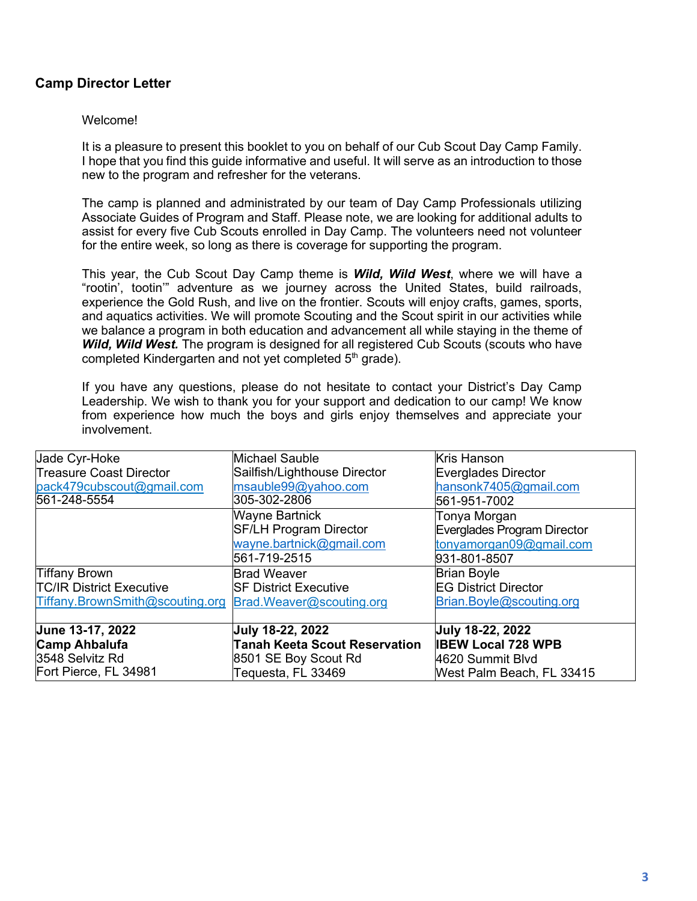## Camp Director Letter

Welcome!

It is a pleasure to present this booklet to you on behalf of our Cub Scout Day Camp Family. I hope that you find this guide informative and useful. It will serve as an introduction to those new to the program and refresher for the veterans.

The camp is planned and administrated by our team of Day Camp Professionals utilizing Associate Guides of Program and Staff. Please note, we are looking for additional adults to assist for every five Cub Scouts enrolled in Day Camp. The volunteers need not volunteer for the entire week, so long as there is coverage for supporting the program.

This year, the Cub Scout Day Camp theme is ***Wild, Wild West***, where we will have a "rootin', tootin'" adventure as we journey across the United States, build railroads, experience the Gold Rush, and live on the frontier. Scouts will enjoy crafts, games, sports, and aquatics activities. We will promote Scouting and the Scout spirit in our activities while we balance a program in both education and advancement all while staying in the theme of ***Wild, Wild West.*** The program is designed for all registered Cub Scouts (scouts who have completed Kindergarten and not yet completed 5th grade).

If you have any questions, please do not hesitate to contact your District's Day Camp Leadership. We wish to thank you for your support and dedication to our camp! We know from experience how much the boys and girls enjoy themselves and appreciate your involvement.

| | | |
|---|---|---|
| Jade Cyr-Hoke<br>Treasure Coast Director<br>pack479cubscout@gmail.com<br>561-248-5554 | Michael Sauble<br>Sailfish/Lighthouse Director<br>msauble99@yahoo.com<br>305-302-2806 | Kris Hanson<br>Everglades Director<br>hansonk7405@gmail.com<br>561-951-7002 |
| | Wayne Bartnick<br>SF/LH Program Director<br>wayne.bartnick@gmail.com<br>561-719-2515 | Tonya Morgan<br>Everglades Program Director<br>tonyamorgan09@gmail.com<br>931-801-8507 |
| Tiffany Brown<br>TC/IR District Executive<br>Tiffany.BrownSmith@scouting.org | Brad Weaver<br>SF District Executive<br>Brad.Weaver@scouting.org | Brian Boyle<br>EG District Director<br>Brian.Boyle@scouting.org |
| **June 13-17, 2022**<br>**Camp Ahbalufa**<br>3548 Selvitz Rd<br>Fort Pierce, FL 34981 | **July 18-22, 2022**<br>**Tanah Keeta Scout Reservation**<br>8501 SE Boy Scout Rd<br>Tequesta, FL 33469 | **July 18-22, 2022**<br>**IBEW Local 728 WPB**<br>4620 Summit Blvd<br>West Palm Beach, FL 33415 |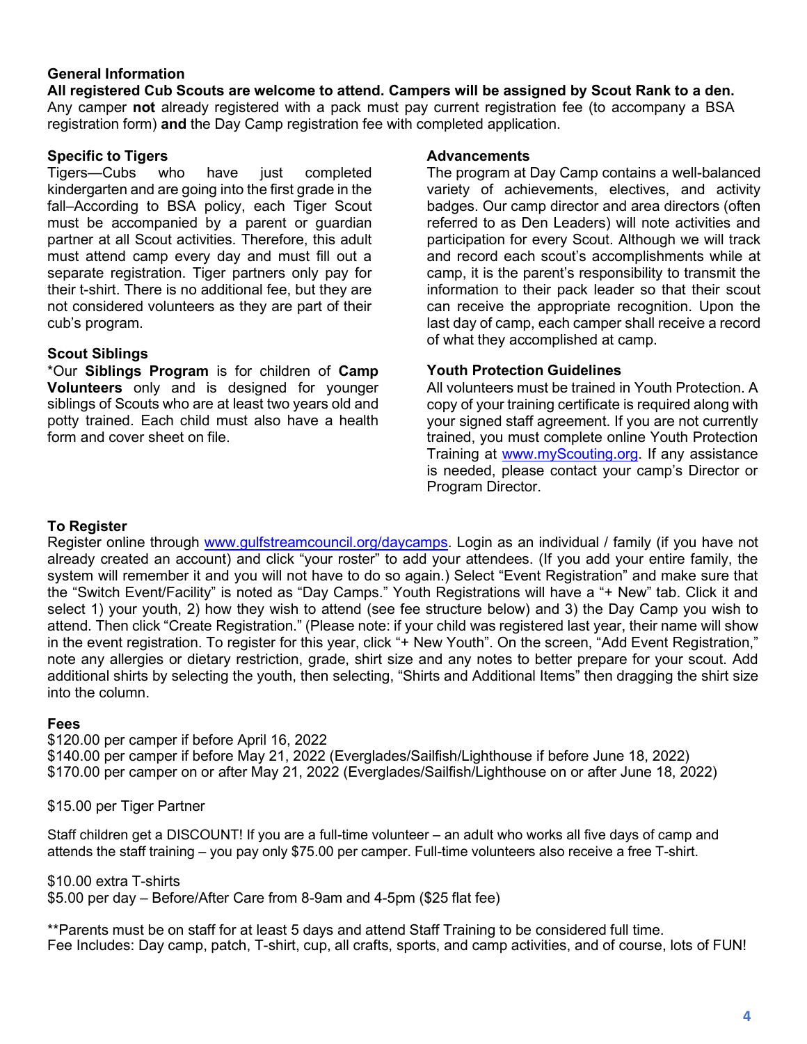## General Information

**All registered Cub Scouts are welcome to attend. Campers will be assigned by Scout Rank to a den.** Any camper **not** already registered with a pack must pay current registration fee (to accompany a BSA registration form) **and** the Day Camp registration fee with completed application.

### Specific to Tigers

Tigers—Cubs who have just completed kindergarten and are going into the first grade in the fall–According to BSA policy, each Tiger Scout must be accompanied by a parent or guardian partner at all Scout activities. Therefore, this adult must attend camp every day and must fill out a separate registration. Tiger partners only pay for their t-shirt. There is no additional fee, but they are not considered volunteers as they are part of their cub's program.

### Scout Siblings

*Our **Siblings Program** is for children of **Camp Volunteers** only and is designed for younger siblings of Scouts who are at least two years old and potty trained. Each child must also have a health form and cover sheet on file.

### Advancements

The program at Day Camp contains a well-balanced variety of achievements, electives, and activity badges. Our camp director and area directors (often referred to as Den Leaders) will note activities and participation for every Scout. Although we will track and record each scout's accomplishments while at camp, it is the parent's responsibility to transmit the information to their pack leader so that their scout can receive the appropriate recognition. Upon the last day of camp, each camper shall receive a record of what they accomplished at camp.

### Youth Protection Guidelines

All volunteers must be trained in Youth Protection. A copy of your training certificate is required along with your signed staff agreement. If you are not currently trained, you must complete online Youth Protection Training at www.myScouting.org. If any assistance is needed, please contact your camp's Director or Program Director.

### To Register

Register online through www.gulfstreamcouncil.org/daycamps. Login as an individual / family (if you have not already created an account) and click "your roster" to add your attendees. (If you add your entire family, the system will remember it and you will not have to do so again.) Select "Event Registration" and make sure that the "Switch Event/Facility" is noted as "Day Camps." Youth Registrations will have a "+ New" tab. Click it and select 1) your youth, 2) how they wish to attend (see fee structure below) and 3) the Day Camp you wish to attend. Then click "Create Registration." (Please note: if your child was registered last year, their name will show in the event registration. To register for this year, click "+ New Youth". On the screen, "Add Event Registration," note any allergies or dietary restriction, grade, shirt size and any notes to better prepare for your scout. Add additional shirts by selecting the youth, then selecting, "Shirts and Additional Items" then dragging the shirt size into the column.

### Fees

$120.00 per camper if before April 16, 2022
$140.00 per camper if before May 21, 2022 (Everglades/Sailfish/Lighthouse if before June 18, 2022)
$170.00 per camper on or after May 21, 2022 (Everglades/Sailfish/Lighthouse on or after June 18, 2022)

$15.00 per Tiger Partner

Staff children get a DISCOUNT! If you are a full-time volunteer – an adult who works all five days of camp and attends the staff training – you pay only $75.00 per camper. Full-time volunteers also receive a free T-shirt.

$10.00 extra T-shirts
$5.00 per day – Before/After Care from 8-9am and 4-5pm ($25 flat fee)

**Parents must be on staff for at least 5 days and attend Staff Training to be considered full time.
Fee Includes: Day camp, patch, T-shirt, cup, all crafts, sports, and camp activities, and of course, lots of FUN!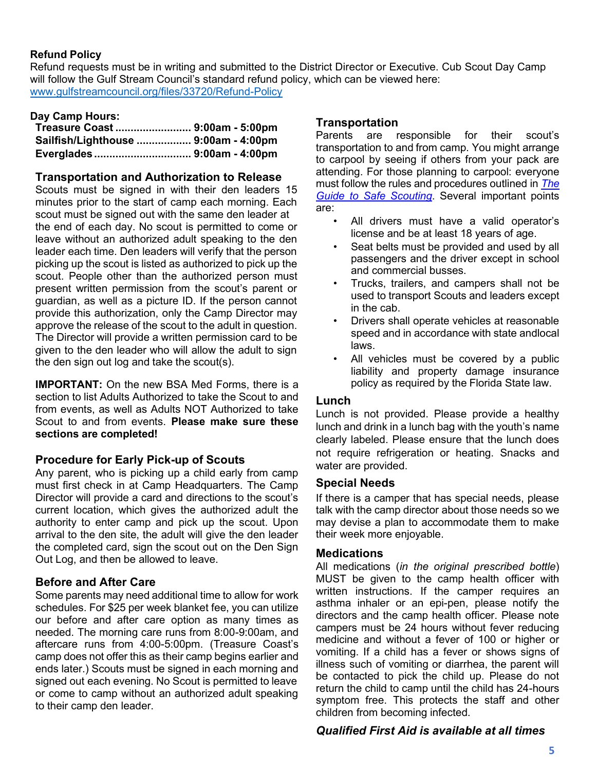**Refund Policy**

Refund requests must be in writing and submitted to the District Director or Executive. Cub Scout Day Camp will follow the Gulf Stream Council's standard refund policy, which can be viewed here: [www.gulfstreamcouncil.org/files/33720/Refund-Policy](www.gulfstreamcouncil.org/files/33720/Refund-Policy)

**Day Camp Hours:**

**Treasure Coast ......................... 9:00am - 5:00pm**
**Sailfish/Lighthouse .................. 9:00am - 4:00pm**
**Everglades ................................ 9:00am - 4:00pm**

### Transportation and Authorization to Release

Scouts must be signed in with their den leaders 15 minutes prior to the start of camp each morning. Each scout must be signed out with the same den leader at the end of each day. No scout is permitted to come or leave without an authorized adult speaking to the den leader each time. Den leaders will verify that the person picking up the scout is listed as authorized to pick up the scout. People other than the authorized person must present written permission from the scout's parent or guardian, as well as a picture ID. If the person cannot provide this authorization, only the Camp Director may approve the release of the scout to the adult in question. The Director will provide a written permission card to be given to the den leader who will allow the adult to sign the den sign out log and take the scout(s).

**IMPORTANT:** On the new BSA Med Forms, there is a section to list Adults Authorized to take the Scout to and from events, as well as Adults NOT Authorized to take Scout to and from events. **Please make sure these sections are completed!**

### Procedure for Early Pick-up of Scouts

Any parent, who is picking up a child early from camp must first check in at Camp Headquarters. The Camp Director will provide a card and directions to the scout's current location, which gives the authorized adult the authority to enter camp and pick up the scout. Upon arrival to the den site, the adult will give the den leader the completed card, sign the scout out on the Den Sign Out Log, and then be allowed to leave.

### Before and After Care

Some parents may need additional time to allow for work schedules. For $25 per week blanket fee, you can utilize our before and after care option as many times as needed. The morning care runs from 8:00-9:00am, and aftercare runs from 4:00-5:00pm. (Treasure Coast's camp does not offer this as their camp begins earlier and ends later.) Scouts must be signed in each morning and signed out each evening. No Scout is permitted to leave or come to camp without an authorized adult speaking to their camp den leader.

### Transportation

Parents are responsible for their scout's transportation to and from camp. You might arrange to carpool by seeing if others from your pack are attending. For those planning to carpool: everyone must follow the rules and procedures outlined in *The Guide to Safe Scouting*. Several important points are:

- All drivers must have a valid operator's license and be at least 18 years of age.
- Seat belts must be provided and used by all passengers and the driver except in school and commercial busses.
- Trucks, trailers, and campers shall not be used to transport Scouts and leaders except in the cab.
- Drivers shall operate vehicles at reasonable speed and in accordance with state andlocal laws.
- All vehicles must be covered by a public liability and property damage insurance policy as required by the Florida State law.

### Lunch

Lunch is not provided. Please provide a healthy lunch and drink in a lunch bag with the youth's name clearly labeled. Please ensure that the lunch does not require refrigeration or heating. Snacks and water are provided.

### Special Needs

If there is a camper that has special needs, please talk with the camp director about those needs so we may devise a plan to accommodate them to make their week more enjoyable.

### Medications

All medications (*in the original prescribed bottle*) MUST be given to the camp health officer with written instructions. If the camper requires an asthma inhaler or an epi-pen, please notify the directors and the camp health officer. Please note campers must be 24 hours without fever reducing medicine and without a fever of 100 or higher or vomiting. If a child has a fever or shows signs of illness such of vomiting or diarrhea, the parent will be contacted to pick the child up. Please do not return the child to camp until the child has 24-hours symptom free. This protects the staff and other children from becoming infected.

***Qualified First Aid is available at all times***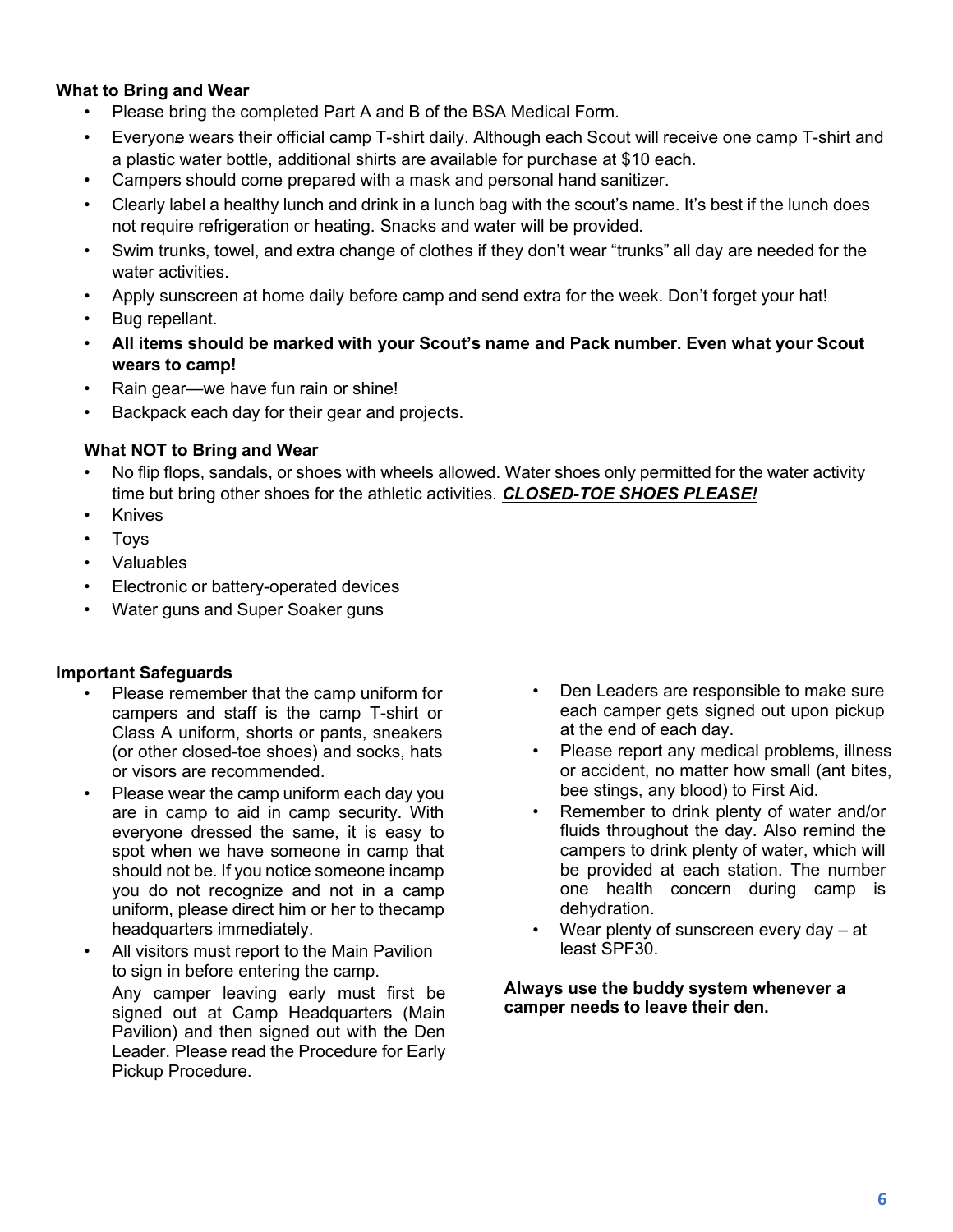**What to Bring and Wear**

- Please bring the completed Part A and B of the BSA Medical Form.
- Everyone wears their official camp T-shirt daily. Although each Scout will receive one camp T-shirt and a plastic water bottle, additional shirts are available for purchase at $10 each.
- Campers should come prepared with a mask and personal hand sanitizer.
- Clearly label a healthy lunch and drink in a lunch bag with the scout's name. It's best if the lunch does not require refrigeration or heating. Snacks and water will be provided.
- Swim trunks, towel, and extra change of clothes if they don't wear "trunks" all day are needed for the water activities.
- Apply sunscreen at home daily before camp and send extra for the week. Don't forget your hat!
- Bug repellant.
- **All items should be marked with your Scout's name and Pack number. Even what your Scout wears to camp!**
- Rain gear—we have fun rain or shine!
- Backpack each day for their gear and projects.

**What NOT to Bring and Wear**

- No flip flops, sandals, or shoes with wheels allowed. Water shoes only permitted for the water activity time but bring other shoes for the athletic activities. ***CLOSED-TOE SHOES PLEASE!***
- Knives
- Toys
- Valuables
- Electronic or battery-operated devices
- Water guns and Super Soaker guns

**Important Safeguards**

- Please remember that the camp uniform for campers and staff is the camp T-shirt or Class A uniform, shorts or pants, sneakers (or other closed-toe shoes) and socks, hats or visors are recommended.
- Please wear the camp uniform each day you are in camp to aid in camp security. With everyone dressed the same, it is easy to spot when we have someone in camp that should not be. If you notice someone incamp you do not recognize and not in a camp uniform, please direct him or her to thecamp headquarters immediately.
- All visitors must report to the Main Pavilion to sign in before entering the camp.
  Any camper leaving early must first be signed out at Camp Headquarters (Main Pavilion) and then signed out with the Den Leader. Please read the Procedure for Early Pickup Procedure.
- Den Leaders are responsible to make sure each camper gets signed out upon pickup at the end of each day.
- Please report any medical problems, illness or accident, no matter how small (ant bites, bee stings, any blood) to First Aid.
- Remember to drink plenty of water and/or fluids throughout the day. Also remind the campers to drink plenty of water, which will be provided at each station. The number one health concern during camp is dehydration.
- Wear plenty of sunscreen every day – at least SPF30.

**Always use the buddy system whenever a camper needs to leave their den.**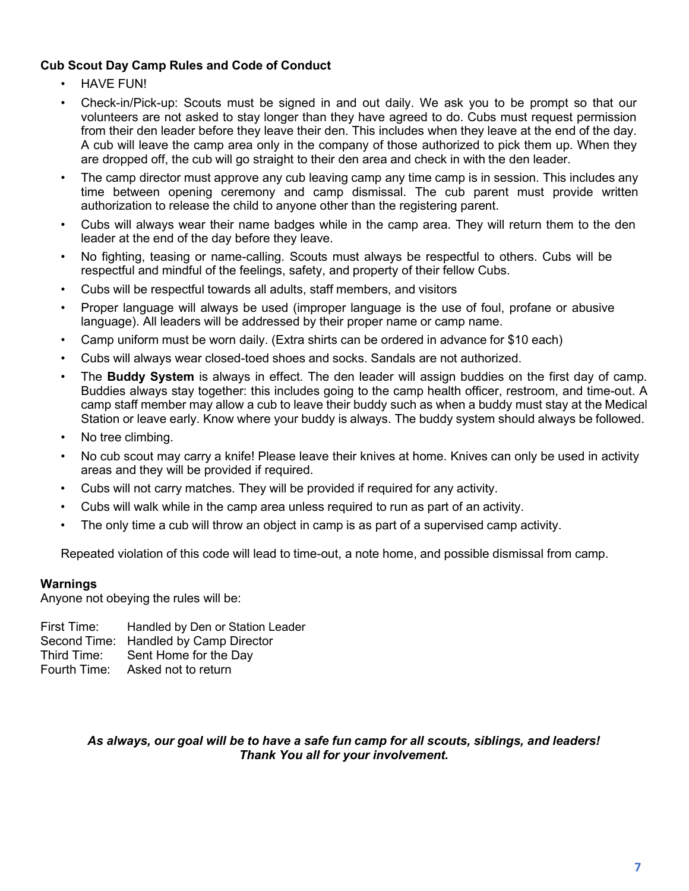**Cub Scout Day Camp Rules and Code of Conduct**

- HAVE FUN!
- Check-in/Pick-up: Scouts must be signed in and out daily. We ask you to be prompt so that our volunteers are not asked to stay longer than they have agreed to do. Cubs must request permission from their den leader before they leave their den. This includes when they leave at the end of the day. A cub will leave the camp area only in the company of those authorized to pick them up. When they are dropped off, the cub will go straight to their den area and check in with the den leader.
- The camp director must approve any cub leaving camp any time camp is in session. This includes any time between opening ceremony and camp dismissal. The cub parent must provide written authorization to release the child to anyone other than the registering parent.
- Cubs will always wear their name badges while in the camp area. They will return them to the den leader at the end of the day before they leave.
- No fighting, teasing or name-calling. Scouts must always be respectful to others. Cubs will be respectful and mindful of the feelings, safety, and property of their fellow Cubs.
- Cubs will be respectful towards all adults, staff members, and visitors
- Proper language will always be used (improper language is the use of foul, profane or abusive language). All leaders will be addressed by their proper name or camp name.
- Camp uniform must be worn daily. (Extra shirts can be ordered in advance for $10 each)
- Cubs will always wear closed-toed shoes and socks. Sandals are not authorized.
- The **Buddy System** is always in effect. The den leader will assign buddies on the first day of camp. Buddies always stay together: this includes going to the camp health officer, restroom, and time-out. A camp staff member may allow a cub to leave their buddy such as when a buddy must stay at the Medical Station or leave early. Know where your buddy is always. The buddy system should always be followed.
- No tree climbing.
- No cub scout may carry a knife! Please leave their knives at home. Knives can only be used in activity areas and they will be provided if required.
- Cubs will not carry matches. They will be provided if required for any activity.
- Cubs will walk while in the camp area unless required to run as part of an activity.
- The only time a cub will throw an object in camp is as part of a supervised camp activity.

Repeated violation of this code will lead to time-out, a note home, and possible dismissal from camp.

**Warnings**

Anyone not obeying the rules will be:

First Time: Handled by Den or Station Leader
Second Time: Handled by Camp Director
Third Time: Sent Home for the Day
Fourth Time: Asked not to return

***As always, our goal will be to have a safe fun camp for all scouts, siblings, and leaders!***
***Thank You all for your involvement.***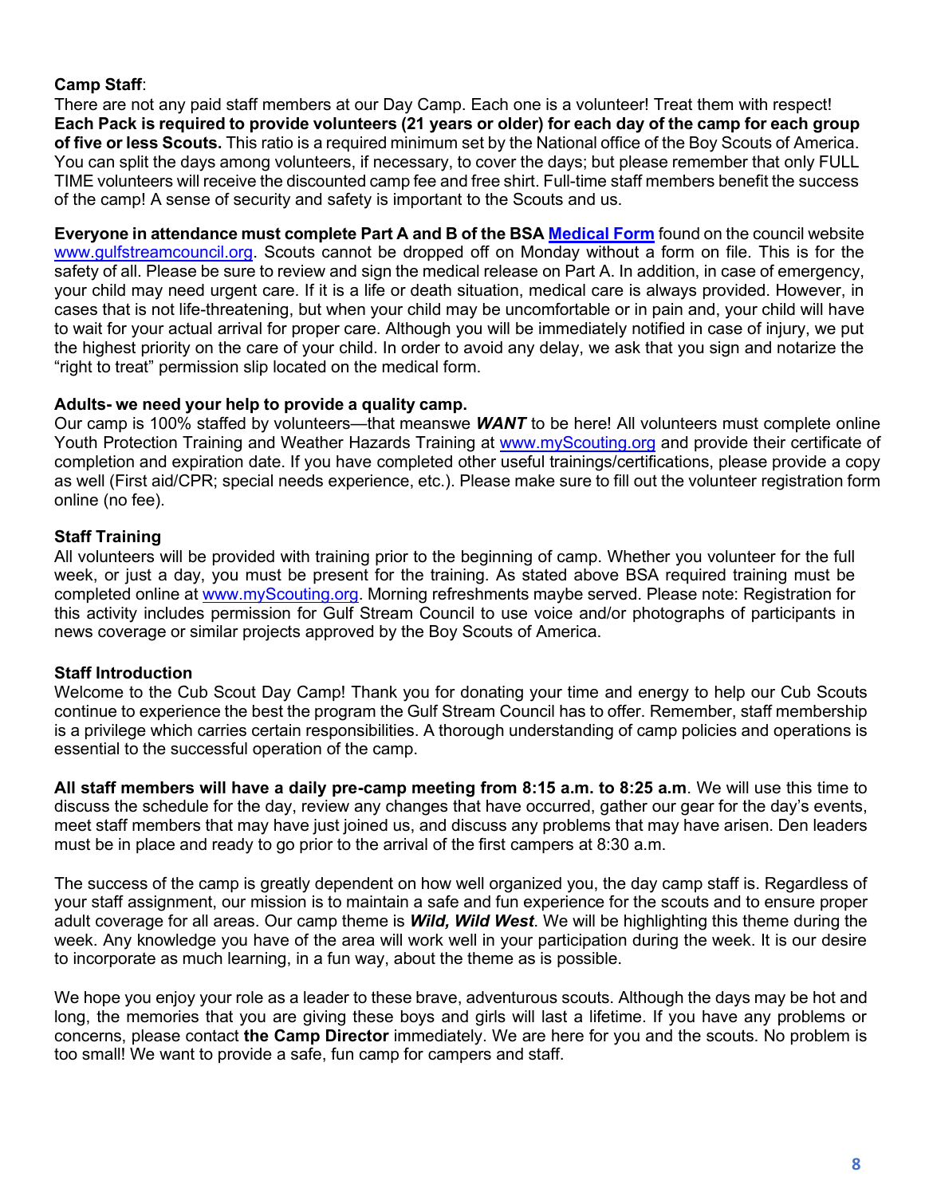**Camp Staff**:
There are not any paid staff members at our Day Camp. Each one is a volunteer! Treat them with respect! **Each Pack is required to provide volunteers (21 years or older) for each day of the camp for each group of five or less Scouts.** This ratio is a required minimum set by the National office of the Boy Scouts of America. You can split the days among volunteers, if necessary, to cover the days; but please remember that only FULL TIME volunteers will receive the discounted camp fee and free shirt. Full-time staff members benefit the success of the camp! A sense of security and safety is important to the Scouts and us.

**Everyone in attendance must complete Part A and B of the BSA [Medical Form](#)** found on the council website www.gulfstreamcouncil.org. Scouts cannot be dropped off on Monday without a form on file. This is for the safety of all. Please be sure to review and sign the medical release on Part A. In addition, in case of emergency, your child may need urgent care. If it is a life or death situation, medical care is always provided. However, in cases that is not life-threatening, but when your child may be uncomfortable or in pain and, your child will have to wait for your actual arrival for proper care. Although you will be immediately notified in case of injury, we put the highest priority on the care of your child. In order to avoid any delay, we ask that you sign and notarize the "right to treat" permission slip located on the medical form.

**Adults- we need your help to provide a quality camp.**
Our camp is 100% staffed by volunteers—that meanswe ***WANT*** to be here! All volunteers must complete online Youth Protection Training and Weather Hazards Training at www.myScouting.org and provide their certificate of completion and expiration date. If you have completed other useful trainings/certifications, please provide a copy as well (First aid/CPR; special needs experience, etc.). Please make sure to fill out the volunteer registration form online (no fee).

**Staff Training**
All volunteers will be provided with training prior to the beginning of camp. Whether you volunteer for the full week, or just a day, you must be present for the training. As stated above BSA required training must be completed online at www.myScouting.org. Morning refreshments maybe served. Please note: Registration for this activity includes permission for Gulf Stream Council to use voice and/or photographs of participants in news coverage or similar projects approved by the Boy Scouts of America.

**Staff Introduction**
Welcome to the Cub Scout Day Camp! Thank you for donating your time and energy to help our Cub Scouts continue to experience the best the program the Gulf Stream Council has to offer. Remember, staff membership is a privilege which carries certain responsibilities. A thorough understanding of camp policies and operations is essential to the successful operation of the camp.

**All staff members will have a daily pre-camp meeting from 8:15 a.m. to 8:25 a.m**. We will use this time to discuss the schedule for the day, review any changes that have occurred, gather our gear for the day's events, meet staff members that may have just joined us, and discuss any problems that may have arisen. Den leaders must be in place and ready to go prior to the arrival of the first campers at 8:30 a.m.

The success of the camp is greatly dependent on how well organized you, the day camp staff is. Regardless of your staff assignment, our mission is to maintain a safe and fun experience for the scouts and to ensure proper adult coverage for all areas. Our camp theme is ***Wild, Wild West***. We will be highlighting this theme during the week. Any knowledge you have of the area will work well in your participation during the week. It is our desire to incorporate as much learning, in a fun way, about the theme as is possible.

We hope you enjoy your role as a leader to these brave, adventurous scouts. Although the days may be hot and long, the memories that you are giving these boys and girls will last a lifetime. If you have any problems or concerns, please contact **the Camp Director** immediately. We are here for you and the scouts. No problem is too small! We want to provide a safe, fun camp for campers and staff.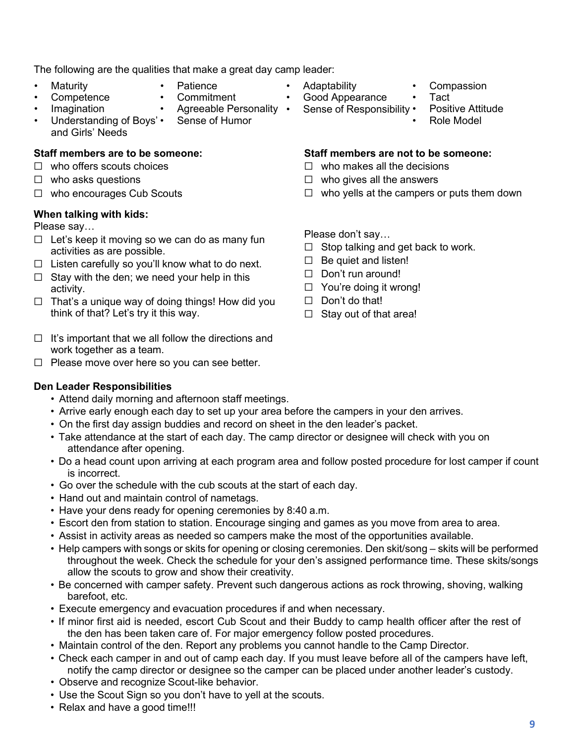The following are the qualities that make a great day camp leader:

- Maturity
- Competence
- Imagination
- Understanding of Boys' and Girls' Needs
- Patience
- Commitment
- Agreeable Personality
- Sense of Humor
- Adaptability
- Good Appearance
- Sense of Responsibility
- Compassion
- Tact
- Positive Attitude
- Role Model

**Staff members are to be someone:**

- ☐ who offers scouts choices
- ☐ who asks questions
- ☐ who encourages Cub Scouts

**Staff members are not to be someone:**

- ☐ who makes all the decisions
- ☐ who gives all the answers
- ☐ who yells at the campers or puts them down

**When talking with kids:**

Please say…

- ☐ Let's keep it moving so we can do as many fun activities as are possible.
- ☐ Listen carefully so you'll know what to do next.
- ☐ Stay with the den; we need your help in this activity.
- ☐ That's a unique way of doing things! How did you think of that? Let's try it this way.
- ☐ It's important that we all follow the directions and work together as a team.
- ☐ Please move over here so you can see better.

Please don't say…

- ☐ Stop talking and get back to work.
- ☐ Be quiet and listen!
- ☐ Don't run around!
- ☐ You're doing it wrong!
- ☐ Don't do that!
- ☐ Stay out of that area!

**Den Leader Responsibilities**

- Attend daily morning and afternoon staff meetings.
- Arrive early enough each day to set up your area before the campers in your den arrives.
- On the first day assign buddies and record on sheet in the den leader's packet.
- Take attendance at the start of each day. The camp director or designee will check with you on attendance after opening.
- Do a head count upon arriving at each program area and follow posted procedure for lost camper if count is incorrect.
- Go over the schedule with the cub scouts at the start of each day.
- Hand out and maintain control of nametags.
- Have your dens ready for opening ceremonies by 8:40 a.m.
- Escort den from station to station. Encourage singing and games as you move from area to area.
- Assist in activity areas as needed so campers make the most of the opportunities available.
- Help campers with songs or skits for opening or closing ceremonies. Den skit/song – skits will be performed throughout the week. Check the schedule for your den's assigned performance time. These skits/songs allow the scouts to grow and show their creativity.
- Be concerned with camper safety. Prevent such dangerous actions as rock throwing, shoving, walking barefoot, etc.
- Execute emergency and evacuation procedures if and when necessary.
- If minor first aid is needed, escort Cub Scout and their Buddy to camp health officer after the rest of the den has been taken care of. For major emergency follow posted procedures.
- Maintain control of the den. Report any problems you cannot handle to the Camp Director.
- Check each camper in and out of camp each day. If you must leave before all of the campers have left, notify the camp director or designee so the camper can be placed under another leader's custody.
- Observe and recognize Scout-like behavior.
- Use the Scout Sign so you don't have to yell at the scouts.
- Relax and have a good time!!!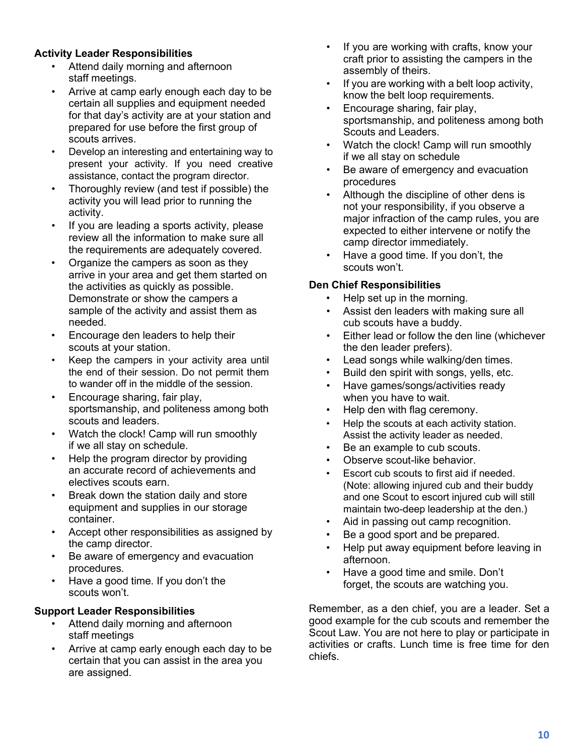### Activity Leader Responsibilities

- Attend daily morning and afternoon staff meetings.
- Arrive at camp early enough each day to be certain all supplies and equipment needed for that day's activity are at your station and prepared for use before the first group of scouts arrives.
- Develop an interesting and entertaining way to present your activity. If you need creative assistance, contact the program director.
- Thoroughly review (and test if possible) the activity you will lead prior to running the activity.
- If you are leading a sports activity, please review all the information to make sure all the requirements are adequately covered.
- Organize the campers as soon as they arrive in your area and get them started on the activities as quickly as possible. Demonstrate or show the campers a sample of the activity and assist them as needed.
- Encourage den leaders to help their scouts at your station.
- Keep the campers in your activity area until the end of their session. Do not permit them to wander off in the middle of the session.
- Encourage sharing, fair play, sportsmanship, and politeness among both scouts and leaders.
- Watch the clock! Camp will run smoothly if we all stay on schedule.
- Help the program director by providing an accurate record of achievements and electives scouts earn.
- Break down the station daily and store equipment and supplies in our storage container.
- Accept other responsibilities as assigned by the camp director.
- Be aware of emergency and evacuation procedures.
- Have a good time. If you don't the scouts won't.

### Support Leader Responsibilities

- Attend daily morning and afternoon staff meetings
- Arrive at camp early enough each day to be certain that you can assist in the area you are assigned.
- If you are working with crafts, know your craft prior to assisting the campers in the assembly of theirs.
- If you are working with a belt loop activity, know the belt loop requirements.
- Encourage sharing, fair play, sportsmanship, and politeness among both Scouts and Leaders.
- Watch the clock! Camp will run smoothly if we all stay on schedule
- Be aware of emergency and evacuation procedures
- Although the discipline of other dens is not your responsibility, if you observe a major infraction of the camp rules, you are expected to either intervene or notify the camp director immediately.
- Have a good time. If you don't, the scouts won't.

### Den Chief Responsibilities

- Help set up in the morning.
- Assist den leaders with making sure all cub scouts have a buddy.
- Either lead or follow the den line (whichever the den leader prefers).
- Lead songs while walking/den times.
- Build den spirit with songs, yells, etc.
- Have games/songs/activities ready when you have to wait.
- Help den with flag ceremony.
- Help the scouts at each activity station. Assist the activity leader as needed.
- Be an example to cub scouts.
- Observe scout-like behavior.
- Escort cub scouts to first aid if needed. (Note: allowing injured cub and their buddy and one Scout to escort injured cub will still maintain two-deep leadership at the den.)
- Aid in passing out camp recognition.
- Be a good sport and be prepared.
- Help put away equipment before leaving in afternoon.
- Have a good time and smile. Don't forget, the scouts are watching you.

Remember, as a den chief, you are a leader. Set a good example for the cub scouts and remember the Scout Law. You are not here to play or participate in activities or crafts. Lunch time is free time for den chiefs.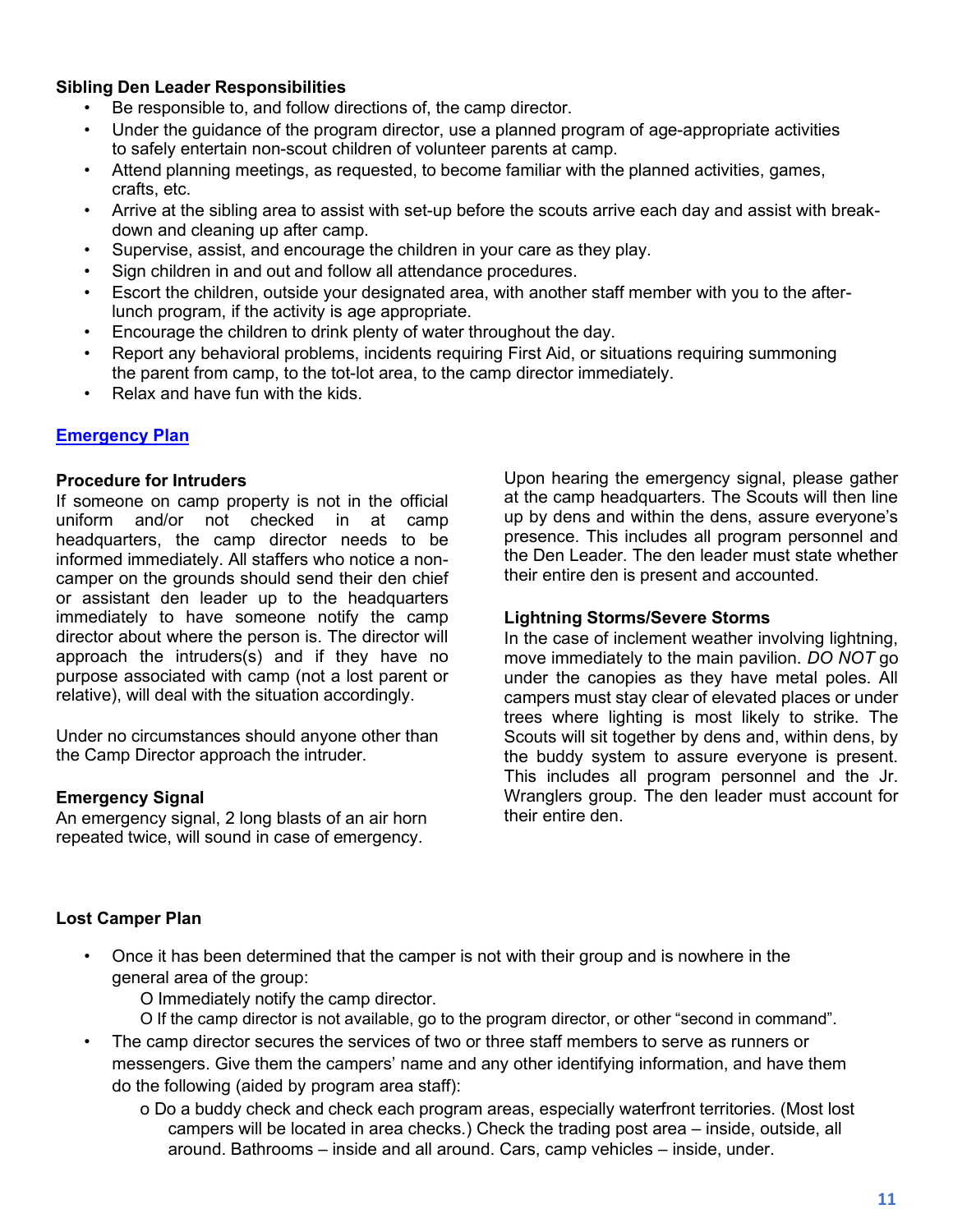**Sibling Den Leader Responsibilities**

- Be responsible to, and follow directions of, the camp director.
- Under the guidance of the program director, use a planned program of age-appropriate activities to safely entertain non-scout children of volunteer parents at camp.
- Attend planning meetings, as requested, to become familiar with the planned activities, games, crafts, etc.
- Arrive at the sibling area to assist with set-up before the scouts arrive each day and assist with break-down and cleaning up after camp.
- Supervise, assist, and encourage the children in your care as they play.
- Sign children in and out and follow all attendance procedures.
- Escort the children, outside your designated area, with another staff member with you to the after-lunch program, if the activity is age appropriate.
- Encourage the children to drink plenty of water throughout the day.
- Report any behavioral problems, incidents requiring First Aid, or situations requiring summoning the parent from camp, to the tot-lot area, to the camp director immediately.
- Relax and have fun with the kids.

## Emergency Plan

**Procedure for Intruders**

If someone on camp property is not in the official uniform and/or not checked in at camp headquarters, the camp director needs to be informed immediately. All staffers who notice a non-camper on the grounds should send their den chief or assistant den leader up to the headquarters immediately to have someone notify the camp director about where the person is. The director will approach the intruders(s) and if they have no purpose associated with camp (not a lost parent or relative), will deal with the situation accordingly.

Under no circumstances should anyone other than the Camp Director approach the intruder.

**Emergency Signal**

An emergency signal, 2 long blasts of an air horn repeated twice, will sound in case of emergency.

Upon hearing the emergency signal, please gather at the camp headquarters. The Scouts will then line up by dens and within the dens, assure everyone's presence. This includes all program personnel and the Den Leader. The den leader must state whether their entire den is present and accounted.

**Lightning Storms/Severe Storms**

In the case of inclement weather involving lightning, move immediately to the main pavilion. *DO NOT* go under the canopies as they have metal poles. All campers must stay clear of elevated places or under trees where lighting is most likely to strike. The Scouts will sit together by dens and, within dens, by the buddy system to assure everyone is present. This includes all program personnel and the Jr. Wranglers group. The den leader must account for their entire den.

**Lost Camper Plan**

- Once it has been determined that the camper is not with their group and is nowhere in the general area of the group:
  - Immediately notify the camp director.
  - If the camp director is not available, go to the program director, or other "second in command".
- The camp director secures the services of two or three staff members to serve as runners or messengers. Give them the campers' name and any other identifying information, and have them do the following (aided by program area staff):
  - Do a buddy check and check each program areas, especially waterfront territories. (Most lost campers will be located in area checks.) Check the trading post area – inside, outside, all around. Bathrooms – inside and all around. Cars, camp vehicles – inside, under.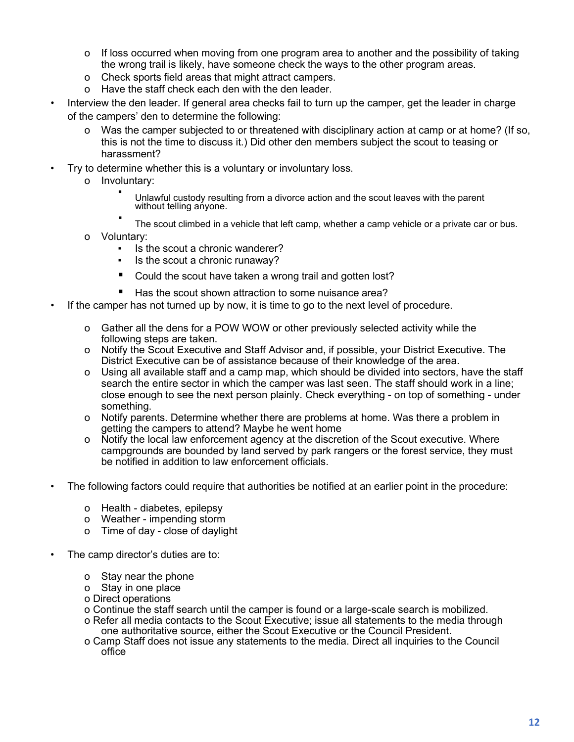- If loss occurred when moving from one program area to another and the possibility of taking the wrong trail is likely, have someone check the ways to the other program areas.
   - Check sports field areas that might attract campers.
   - Have the staff check each den with the den leader.
- Interview the den leader. If general area checks fail to turn up the camper, get the leader in charge of the campers' den to determine the following:
   - Was the camper subjected to or threatened with disciplinary action at camp or at home? (If so, this is not the time to discuss it.) Did other den members subject the scout to teasing or harassment?
- Try to determine whether this is a voluntary or involuntary loss.
   - Involuntary:
      - Unlawful custody resulting from a divorce action and the scout leaves with the parent without telling anyone.
      - The scout climbed in a vehicle that left camp, whether a camp vehicle or a private car or bus.
   - Voluntary:
      - Is the scout a chronic wanderer?
      - Is the scout a chronic runaway?
      - Could the scout have taken a wrong trail and gotten lost?
      - Has the scout shown attraction to some nuisance area?
- If the camper has not turned up by now, it is time to go to the next level of procedure.
   - Gather all the dens for a POW WOW or other previously selected activity while the following steps are taken.
   - Notify the Scout Executive and Staff Advisor and, if possible, your District Executive. The District Executive can be of assistance because of their knowledge of the area.
   - Using all available staff and a camp map, which should be divided into sectors, have the staff search the entire sector in which the camper was last seen. The staff should work in a line; close enough to see the next person plainly. Check everything - on top of something - under something.
   - Notify parents. Determine whether there are problems at home. Was there a problem in getting the campers to attend? Maybe he went home
   - Notify the local law enforcement agency at the discretion of the Scout executive. Where campgrounds are bounded by land served by park rangers or the forest service, they must be notified in addition to law enforcement officials.
- The following factors could require that authorities be notified at an earlier point in the procedure:
   - Health - diabetes, epilepsy
   - Weather - impending storm
   - Time of day - close of daylight
- The camp director's duties are to:
   - Stay near the phone
   - Stay in one place
   - Direct operations
   - Continue the staff search until the camper is found or a large-scale search is mobilized.
   - Refer all media contacts to the Scout Executive; issue all statements to the media through one authoritative source, either the Scout Executive or the Council President.
   - Camp Staff does not issue any statements to the media. Direct all inquiries to the Council office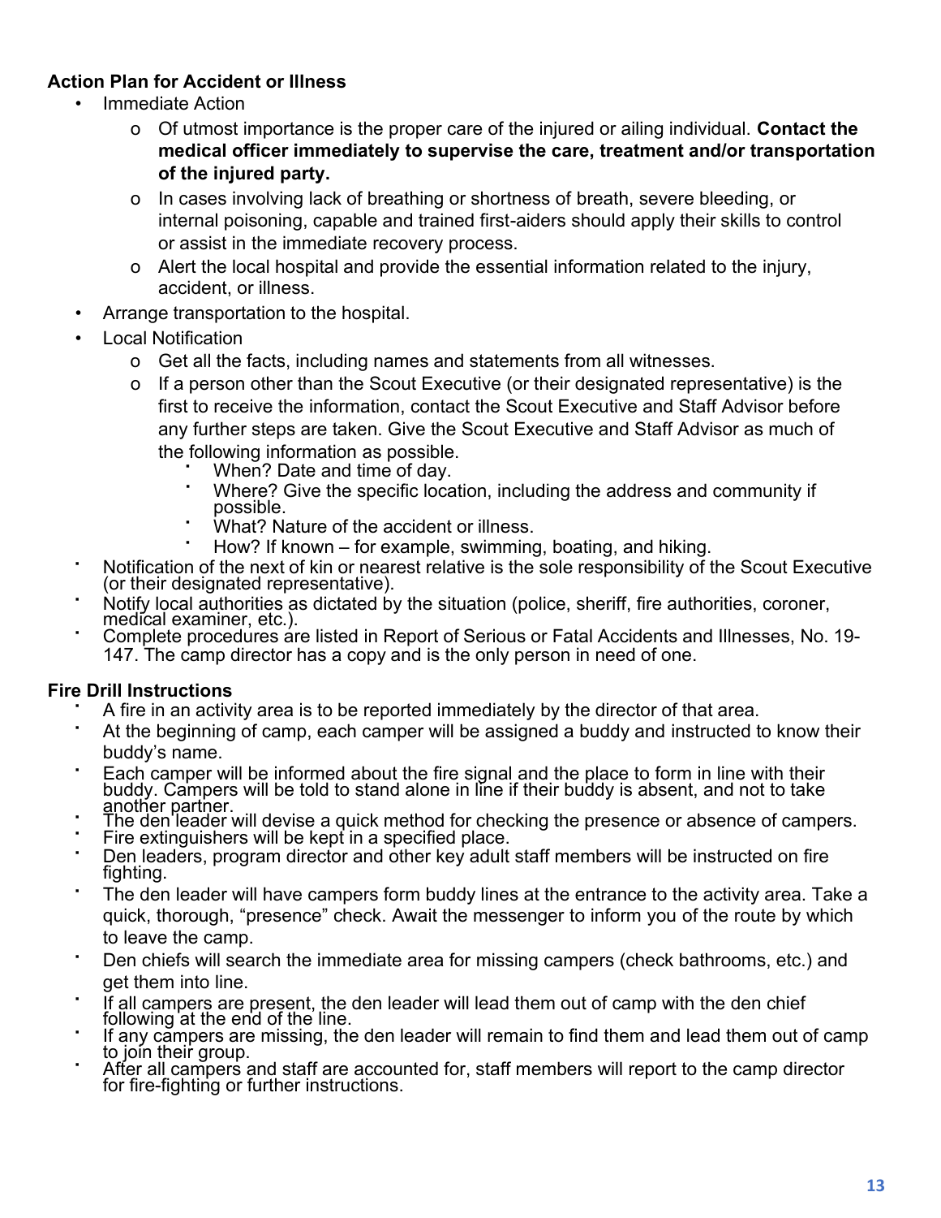**Action Plan for Accident or Illness**

- Immediate Action
  - Of utmost importance is the proper care of the injured or ailing individual. **Contact the medical officer immediately to supervise the care, treatment and/or transportation of the injured party.**
  - In cases involving lack of breathing or shortness of breath, severe bleeding, or internal poisoning, capable and trained first-aiders should apply their skills to control or assist in the immediate recovery process.
  - Alert the local hospital and provide the essential information related to the injury, accident, or illness.
- Arrange transportation to the hospital.
- Local Notification
  - Get all the facts, including names and statements from all witnesses.
  - If a person other than the Scout Executive (or their designated representative) is the first to receive the information, contact the Scout Executive and Staff Advisor before any further steps are taken. Give the Scout Executive and Staff Advisor as much of the following information as possible.
    - When? Date and time of day.
    - Where? Give the specific location, including the address and community if possible.
    - What? Nature of the accident or illness.
    - How? If known – for example, swimming, boating, and hiking.
- Notification of the next of kin or nearest relative is the sole responsibility of the Scout Executive (or their designated representative).
- Notify local authorities as dictated by the situation (police, sheriff, fire authorities, coroner, medical examiner, etc.).
- Complete procedures are listed in Report of Serious or Fatal Accidents and Illnesses, No. 19-147. The camp director has a copy and is the only person in need of one.

**Fire Drill Instructions**

- A fire in an activity area is to be reported immediately by the director of that area.
- At the beginning of camp, each camper will be assigned a buddy and instructed to know their buddy's name.
- Each camper will be informed about the fire signal and the place to form in line with their buddy. Campers will be told to stand alone in line if their buddy is absent, and not to take another partner.
- The den leader will devise a quick method for checking the presence or absence of campers.
- Fire extinguishers will be kept in a specified place.
- Den leaders, program director and other key adult staff members will be instructed on fire fighting.
- The den leader will have campers form buddy lines at the entrance to the activity area. Take a quick, thorough, "presence" check. Await the messenger to inform you of the route by which to leave the camp.
- Den chiefs will search the immediate area for missing campers (check bathrooms, etc.) and get them into line.
- If all campers are present, the den leader will lead them out of camp with the den chief following at the end of the line.
- If any campers are missing, the den leader will remain to find them and lead them out of camp to join their group.
- After all campers and staff are accounted for, staff members will report to the camp director for fire-fighting or further instructions.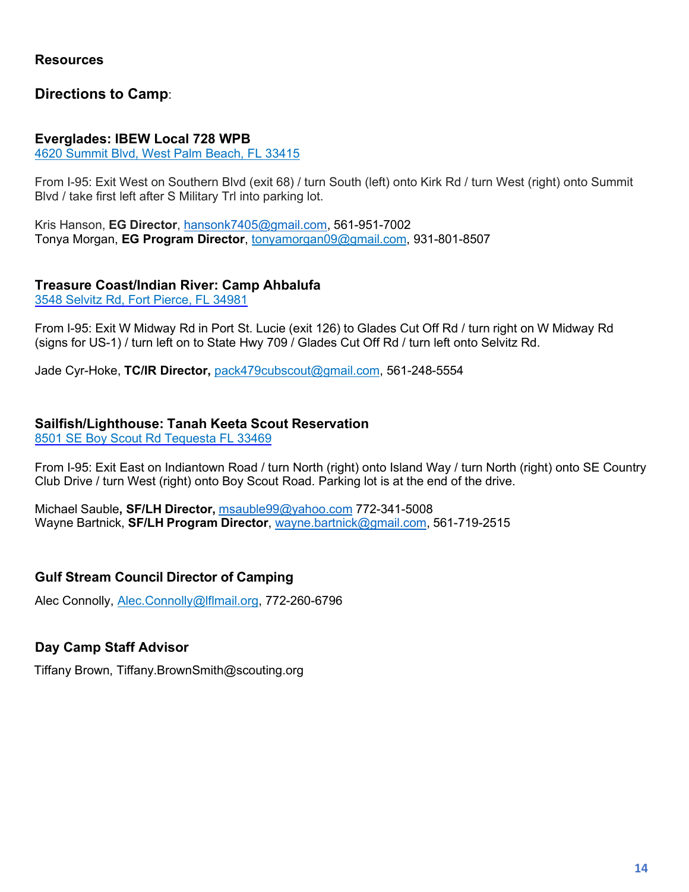**Resources**

## **Directions to Camp**:

### Everglades: IBEW Local 728 WPB

[4620 Summit Blvd, West Palm Beach, FL 33415]

From I-95: Exit West on Southern Blvd (exit 68) / turn South (left) onto Kirk Rd / turn West (right) onto Summit Blvd / take first left after S Military Trl into parking lot.

Kris Hanson, **EG Director**, hansonk7405@gmail.com, 561-951-7002
Tonya Morgan, **EG Program Director**, tonyamorgan09@gmail.com, 931-801-8507

### Treasure Coast/Indian River: Camp Ahbalufa

[3548 Selvitz Rd, Fort Pierce, FL 34981]

From I-95: Exit W Midway Rd in Port St. Lucie (exit 126) to Glades Cut Off Rd / turn right on W Midway Rd (signs for US-1) / turn left on to State Hwy 709 / Glades Cut Off Rd / turn left onto Selvitz Rd.

Jade Cyr-Hoke, **TC/IR Director,** pack479cubscout@gmail.com, 561-248-5554

### Sailfish/Lighthouse: Tanah Keeta Scout Reservation

[8501 SE Boy Scout Rd Tequesta FL 33469]

From I-95: Exit East on Indiantown Road / turn North (right) onto Island Way / turn North (right) onto SE Country Club Drive / turn West (right) onto Boy Scout Road. Parking lot is at the end of the drive.

Michael Sauble**, SF/LH Director,** msauble99@yahoo.com 772-341-5008
Wayne Bartnick, **SF/LH Program Director**, wayne.bartnick@gmail.com, 561-719-2515

### Gulf Stream Council Director of Camping

Alec Connolly, Alec.Connolly@lflmail.org, 772-260-6796

### Day Camp Staff Advisor

Tiffany Brown, Tiffany.BrownSmith@scouting.org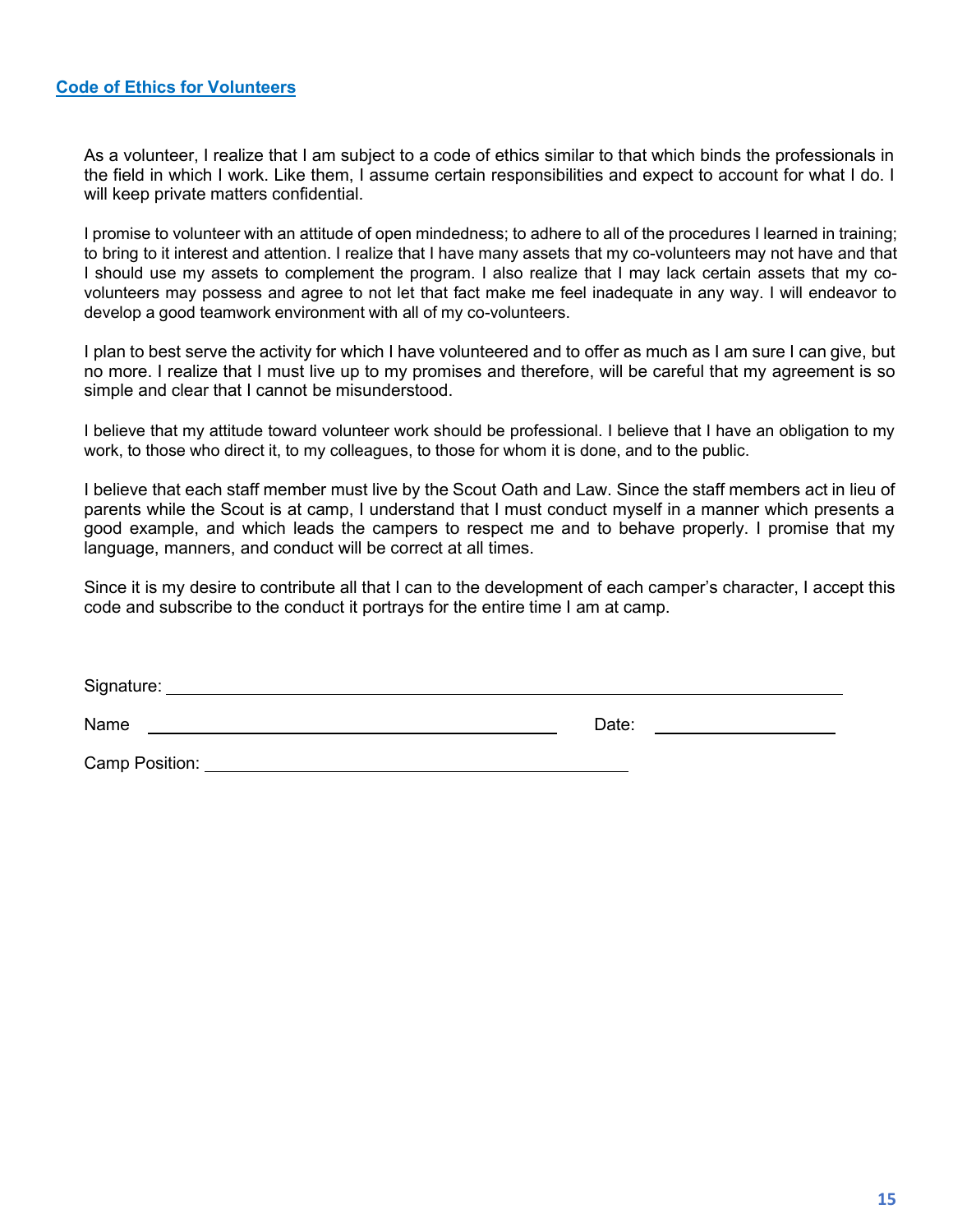## Code of Ethics for Volunteers

As a volunteer, I realize that I am subject to a code of ethics similar to that which binds the professionals in the field in which I work. Like them, I assume certain responsibilities and expect to account for what I do. I will keep private matters confidential.

I promise to volunteer with an attitude of open mindedness; to adhere to all of the procedures I learned in training; to bring to it interest and attention. I realize that I have many assets that my co-volunteers may not have and that I should use my assets to complement the program. I also realize that I may lack certain assets that my co-volunteers may possess and agree to not let that fact make me feel inadequate in any way. I will endeavor to develop a good teamwork environment with all of my co-volunteers.

I plan to best serve the activity for which I have volunteered and to offer as much as I am sure I can give, but no more. I realize that I must live up to my promises and therefore, will be careful that my agreement is so simple and clear that I cannot be misunderstood.

I believe that my attitude toward volunteer work should be professional. I believe that I have an obligation to my work, to those who direct it, to my colleagues, to those for whom it is done, and to the public.

I believe that each staff member must live by the Scout Oath and Law. Since the staff members act in lieu of parents while the Scout is at camp, I understand that I must conduct myself in a manner which presents a good example, and which leads the campers to respect me and to behave properly. I promise that my language, manners, and conduct will be correct at all times.

Since it is my desire to contribute all that I can to the development of each camper's character, I accept this code and subscribe to the conduct it portrays for the entire time I am at camp.

Signature: ______________________________________________

Name ______________________________ Date: ______________

Camp Position: ______________________________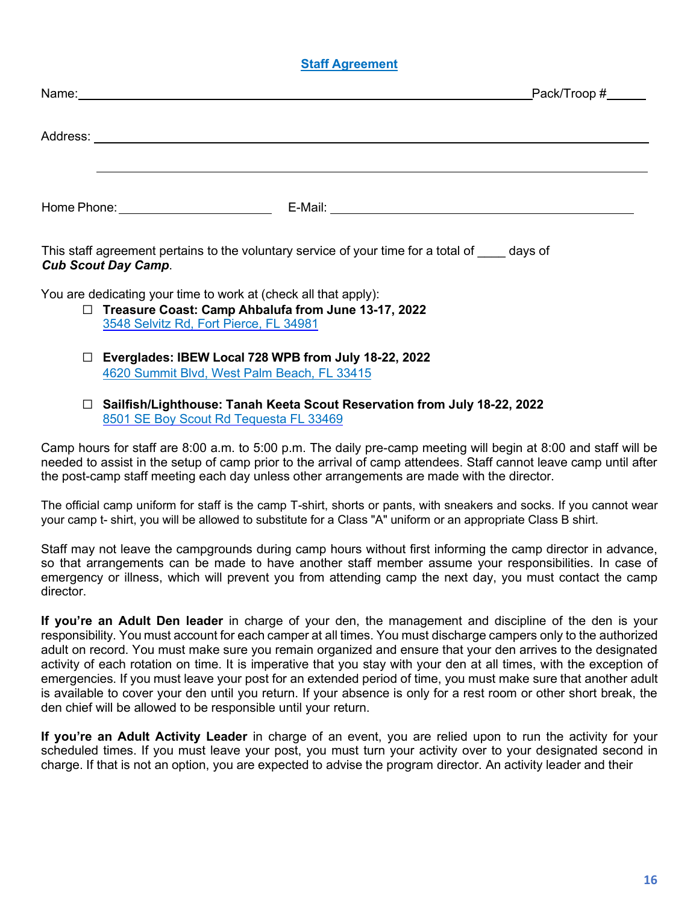## Staff Agreement

Name: ____________________________________________ Pack/Troop # ______

Address: ____________________________________________

____________________________________________

Home Phone: ______________________ E-Mail: ______________________________

This staff agreement pertains to the voluntary service of your time for a total of ____ days of ***Cub Scout Day Camp***.

You are dedicating your time to work at (check all that apply):

- ☐ **Treasure Coast: Camp Ahbalufa from June 13-17, 2022**
  3548 Selvitz Rd, Fort Pierce, FL 34981

- ☐ **Everglades: IBEW Local 728 WPB from July 18-22, 2022**
  4620 Summit Blvd, West Palm Beach, FL 33415

- ☐ **Sailfish/Lighthouse: Tanah Keeta Scout Reservation from July 18-22, 2022**
  8501 SE Boy Scout Rd Tequesta FL 33469

Camp hours for staff are 8:00 a.m. to 5:00 p.m. The daily pre-camp meeting will begin at 8:00 and staff will be needed to assist in the setup of camp prior to the arrival of camp attendees. Staff cannot leave camp until after the post-camp staff meeting each day unless other arrangements are made with the director.

The official camp uniform for staff is the camp T-shirt, shorts or pants, with sneakers and socks. If you cannot wear your camp t- shirt, you will be allowed to substitute for a Class "A" uniform or an appropriate Class B shirt.

Staff may not leave the campgrounds during camp hours without first informing the camp director in advance, so that arrangements can be made to have another staff member assume your responsibilities. In case of emergency or illness, which will prevent you from attending camp the next day, you must contact the camp director.

**If you're an Adult Den leader** in charge of your den, the management and discipline of the den is your responsibility. You must account for each camper at all times. You must discharge campers only to the authorized adult on record. You must make sure you remain organized and ensure that your den arrives to the designated activity of each rotation on time. It is imperative that you stay with your den at all times, with the exception of emergencies. If you must leave your post for an extended period of time, you must make sure that another adult is available to cover your den until you return. If your absence is only for a rest room or other short break, the den chief will be allowed to be responsible until your return.

**If you're an Adult Activity Leader** in charge of an event, you are relied upon to run the activity for your scheduled times. If you must leave your post, you must turn your activity over to your designated second in charge. If that is not an option, you are expected to advise the program director. An activity leader and their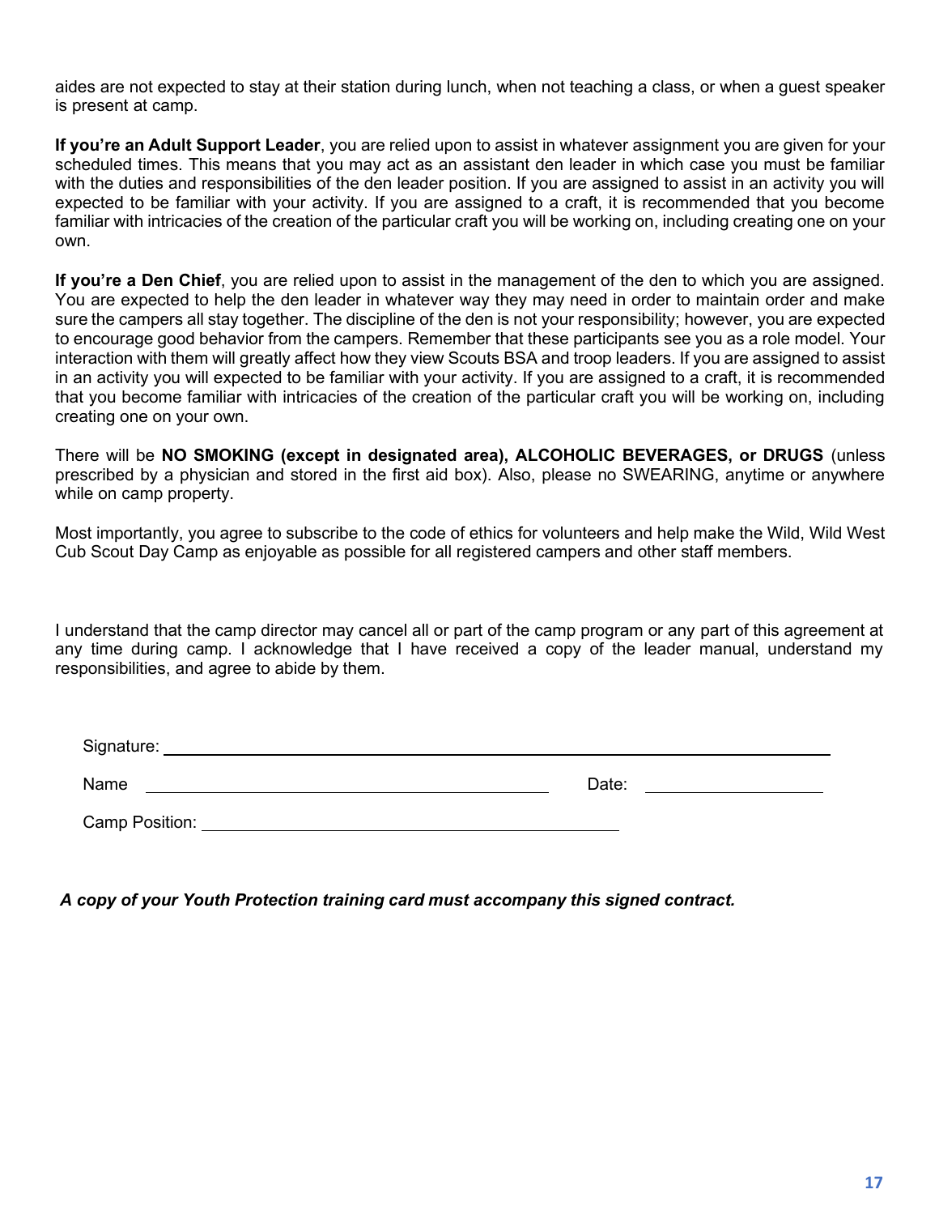aides are not expected to stay at their station during lunch, when not teaching a class, or when a guest speaker is present at camp.

**If you're an Adult Support Leader**, you are relied upon to assist in whatever assignment you are given for your scheduled times. This means that you may act as an assistant den leader in which case you must be familiar with the duties and responsibilities of the den leader position. If you are assigned to assist in an activity you will expected to be familiar with your activity. If you are assigned to a craft, it is recommended that you become familiar with intricacies of the creation of the particular craft you will be working on, including creating one on your own.

**If you're a Den Chief**, you are relied upon to assist in the management of the den to which you are assigned. You are expected to help the den leader in whatever way they may need in order to maintain order and make sure the campers all stay together. The discipline of the den is not your responsibility; however, you are expected to encourage good behavior from the campers. Remember that these participants see you as a role model. Your interaction with them will greatly affect how they view Scouts BSA and troop leaders. If you are assigned to assist in an activity you will expected to be familiar with your activity. If you are assigned to a craft, it is recommended that you become familiar with intricacies of the creation of the particular craft you will be working on, including creating one on your own.

There will be **NO SMOKING (except in designated area), ALCOHOLIC BEVERAGES, or DRUGS** (unless prescribed by a physician and stored in the first aid box). Also, please no SWEARING, anytime or anywhere while on camp property.

Most importantly, you agree to subscribe to the code of ethics for volunteers and help make the Wild, Wild West Cub Scout Day Camp as enjoyable as possible for all registered campers and other staff members.

I understand that the camp director may cancel all or part of the camp program or any part of this agreement at any time during camp. I acknowledge that I have received a copy of the leader manual, understand my responsibilities, and agree to abide by them.

Signature: ____________________________________________

Name ______________________________ Date: ____________

Camp Position: ______________________________

***A copy of your Youth Protection training card must accompany this signed contract.***